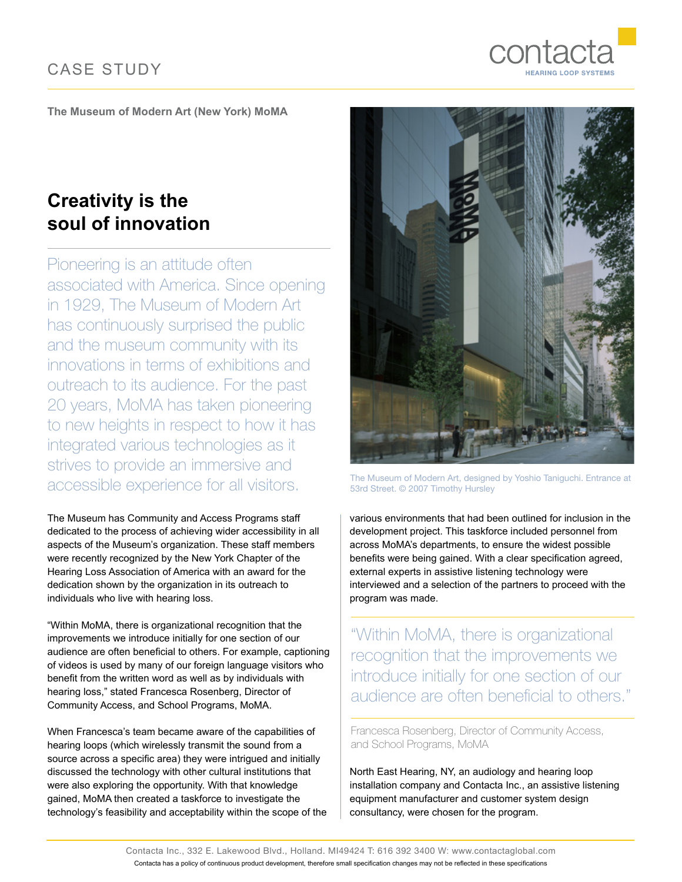CASE STUDY

contacta
HEARING LOOP SYSTEMS

**The Museum of Modern Art (New York) MoMA**

# Creativity is the soul of innovation

Pioneering is an attitude often associated with America. Since opening in 1929, The Museum of Modern Art has continuously surprised the public and the museum community with its innovations in terms of exhibitions and outreach to its audience. For the past 20 years, MoMA has taken pioneering to new heights in respect to how it has integrated various technologies as it strives to provide an immersive and accessible experience for all visitors.

The Museum of Modern Art, designed by Yoshio Taniguchi. Entrance at 53rd Street. © 2007 Timothy Hursley

The Museum has Community and Access Programs staff dedicated to the process of achieving wider accessibility in all aspects of the Museum's organization. These staff members were recently recognized by the New York Chapter of the Hearing Loss Association of America with an award for the dedication shown by the organization in its outreach to individuals who live with hearing loss.

"Within MoMA, there is organizational recognition that the improvements we introduce initially for one section of our audience are often beneficial to others. For example, captioning of videos is used by many of our foreign language visitors who benefit from the written word as well as by individuals with hearing loss," stated Francesca Rosenberg, Director of Community Access, and School Programs, MoMA.

When Francesca's team became aware of the capabilities of hearing loops (which wirelessly transmit the sound from a source across a specific area) they were intrigued and initially discussed the technology with other cultural institutions that were also exploring the opportunity. With that knowledge gained, MoMA then created a taskforce to investigate the technology's feasibility and acceptability within the scope of the various environments that had been outlined for inclusion in the development project. This taskforce included personnel from across MoMA's departments, to ensure the widest possible benefits were being gained. With a clear specification agreed, external experts in assistive listening technology were interviewed and a selection of the partners to proceed with the program was made.

"Within MoMA, there is organizational recognition that the improvements we introduce initially for one section of our audience are often beneficial to others."

Francesca Rosenberg, Director of Community Access, and School Programs, MoMA

North East Hearing, NY, an audiology and hearing loop installation company and Contacta Inc., an assistive listening equipment manufacturer and customer system design consultancy, were chosen for the program.

Contacta Inc., 332 E. Lakewood Blvd., Holland. MI49424 T: 616 392 3400 W: www.contactaglobal.com
Contacta has a policy of continuous product development, therefore small specification changes may not be reflected in these specifications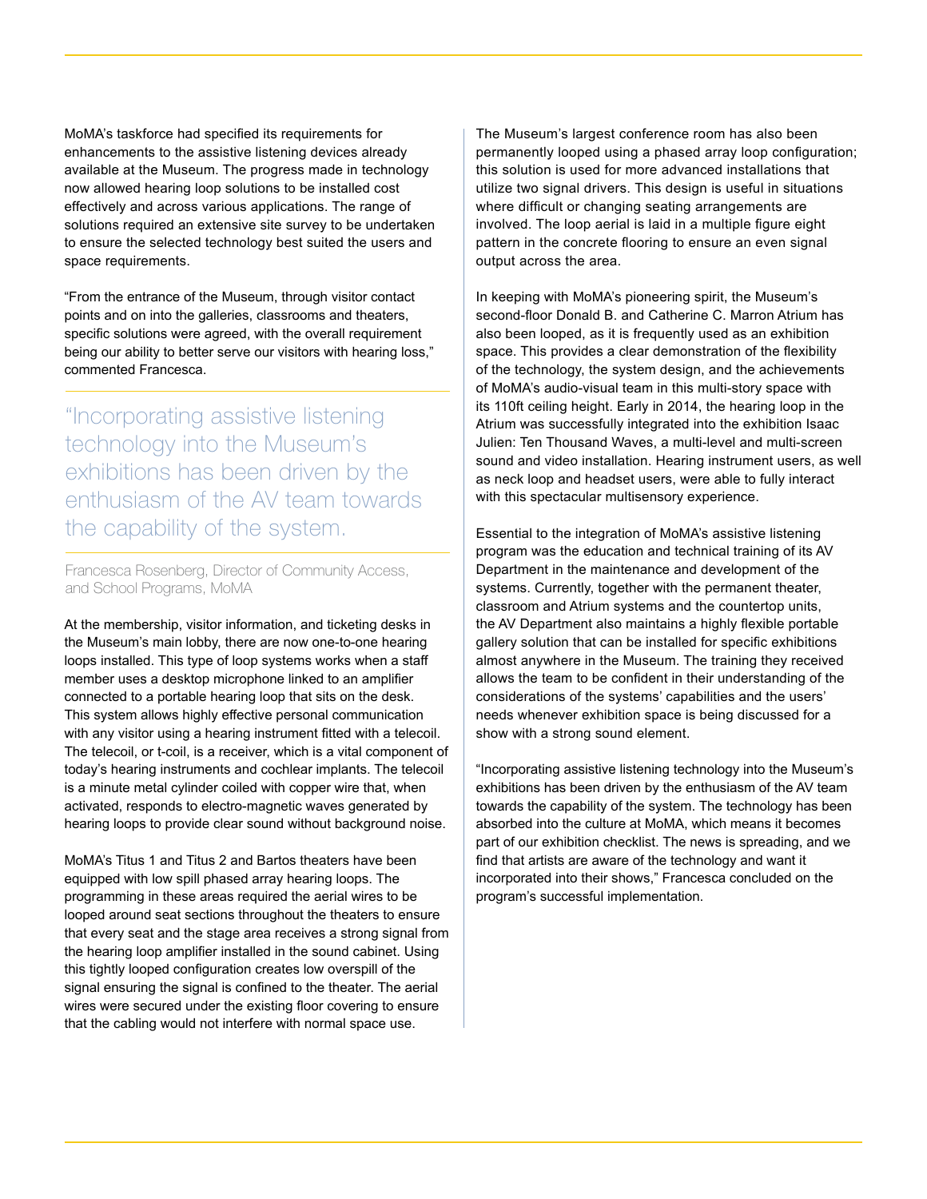MoMA's taskforce had specified its requirements for enhancements to the assistive listening devices already available at the Museum. The progress made in technology now allowed hearing loop solutions to be installed cost effectively and across various applications. The range of solutions required an extensive site survey to be undertaken to ensure the selected technology best suited the users and space requirements.

"From the entrance of the Museum, through visitor contact points and on into the galleries, classrooms and theaters, specific solutions were agreed, with the overall requirement being our ability to better serve our visitors with hearing loss," commented Francesca.

> "Incorporating assistive listening technology into the Museum's exhibitions has been driven by the enthusiasm of the AV team towards the capability of the system.
>
> Francesca Rosenberg, Director of Community Access, and School Programs, MoMA

At the membership, visitor information, and ticketing desks in the Museum's main lobby, there are now one-to-one hearing loops installed. This type of loop systems works when a staff member uses a desktop microphone linked to an amplifier connected to a portable hearing loop that sits on the desk. This system allows highly effective personal communication with any visitor using a hearing instrument fitted with a telecoil. The telecoil, or t-coil, is a receiver, which is a vital component of today's hearing instruments and cochlear implants. The telecoil is a minute metal cylinder coiled with copper wire that, when activated, responds to electro-magnetic waves generated by hearing loops to provide clear sound without background noise.

MoMA's Titus 1 and Titus 2 and Bartos theaters have been equipped with low spill phased array hearing loops. The programming in these areas required the aerial wires to be looped around seat sections throughout the theaters to ensure that every seat and the stage area receives a strong signal from the hearing loop amplifier installed in the sound cabinet. Using this tightly looped configuration creates low overspill of the signal ensuring the signal is confined to the theater. The aerial wires were secured under the existing floor covering to ensure that the cabling would not interfere with normal space use.

The Museum's largest conference room has also been permanently looped using a phased array loop configuration; this solution is used for more advanced installations that utilize two signal drivers. This design is useful in situations where difficult or changing seating arrangements are involved. The loop aerial is laid in a multiple figure eight pattern in the concrete flooring to ensure an even signal output across the area.

In keeping with MoMA's pioneering spirit, the Museum's second-floor Donald B. and Catherine C. Marron Atrium has also been looped, as it is frequently used as an exhibition space. This provides a clear demonstration of the flexibility of the technology, the system design, and the achievements of MoMA's audio-visual team in this multi-story space with its 110ft ceiling height. Early in 2014, the hearing loop in the Atrium was successfully integrated into the exhibition Isaac Julien: Ten Thousand Waves, a multi-level and multi-screen sound and video installation. Hearing instrument users, as well as neck loop and headset users, were able to fully interact with this spectacular multisensory experience.

Essential to the integration of MoMA's assistive listening program was the education and technical training of its AV Department in the maintenance and development of the systems. Currently, together with the permanent theater, classroom and Atrium systems and the countertop units, the AV Department also maintains a highly flexible portable gallery solution that can be installed for specific exhibitions almost anywhere in the Museum. The training they received allows the team to be confident in their understanding of the considerations of the systems' capabilities and the users' needs whenever exhibition space is being discussed for a show with a strong sound element.

"Incorporating assistive listening technology into the Museum's exhibitions has been driven by the enthusiasm of the AV team towards the capability of the system. The technology has been absorbed into the culture at MoMA, which means it becomes part of our exhibition checklist. The news is spreading, and we find that artists are aware of the technology and want it incorporated into their shows," Francesca concluded on the program's successful implementation.